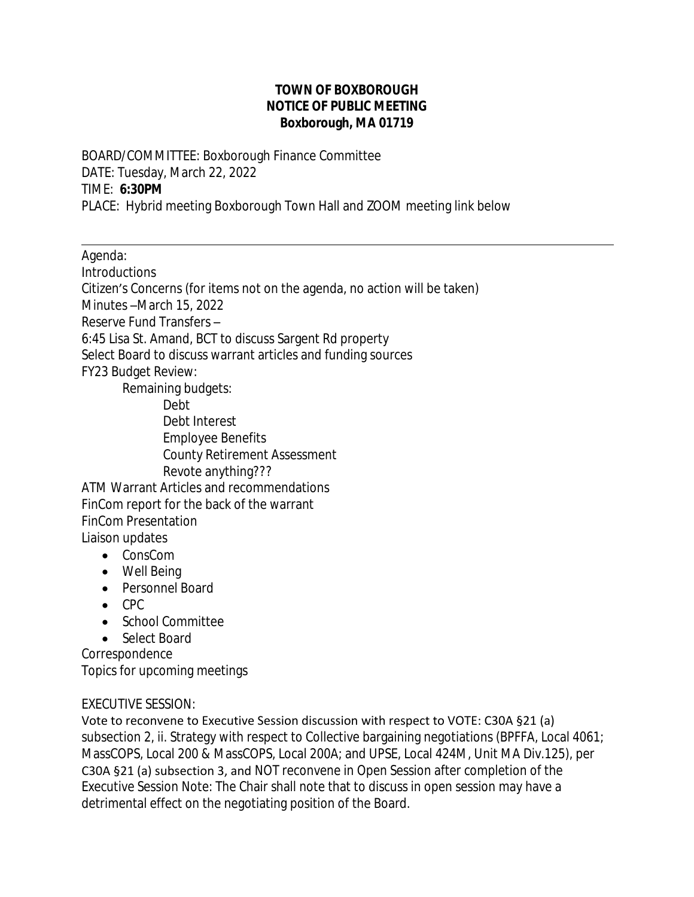**TOWN OF BOXBOROUGH**
**NOTICE OF PUBLIC MEETING**
**Boxborough, MA 01719**

BOARD/COMMITTEE: Boxborough Finance Committee
DATE: Tuesday, March 22, 2022
TIME: **6:30PM**
PLACE: Hybrid meeting Boxborough Town Hall and ZOOM meeting link below

---

Agenda:
Introductions
Citizen's Concerns (for items not on the agenda, no action will be taken)
Minutes –March 15, 2022
Reserve Fund Transfers –
6:45 Lisa St. Amand, BCT to discuss Sargent Rd property
Select Board to discuss warrant articles and funding sources
FY23 Budget Review:

- Remaining budgets:
  - Debt
  - Debt Interest
  - Employee Benefits
  - County Retirement Assessment
  - Revote anything???

ATM Warrant Articles and recommendations
FinCom report for the back of the warrant
FinCom Presentation
Liaison updates

- ConsCom
- Well Being
- Personnel Board
- CPC
- School Committee
- Select Board

Correspondence
Topics for upcoming meetings

EXECUTIVE SESSION:
Vote to reconvene to Executive Session discussion with respect to VOTE: C30A §21 (a) subsection 2, ii. Strategy with respect to Collective bargaining negotiations (BPFFA, Local 4061; MassCOPS, Local 200 & MassCOPS, Local 200A; and UPSE, Local 424M, Unit MA Div.125), per C30A §21 (a) subsection 3, and NOT reconvene in Open Session after completion of the Executive Session Note: The Chair shall note that to discuss in open session may have a detrimental effect on the negotiating position of the Board.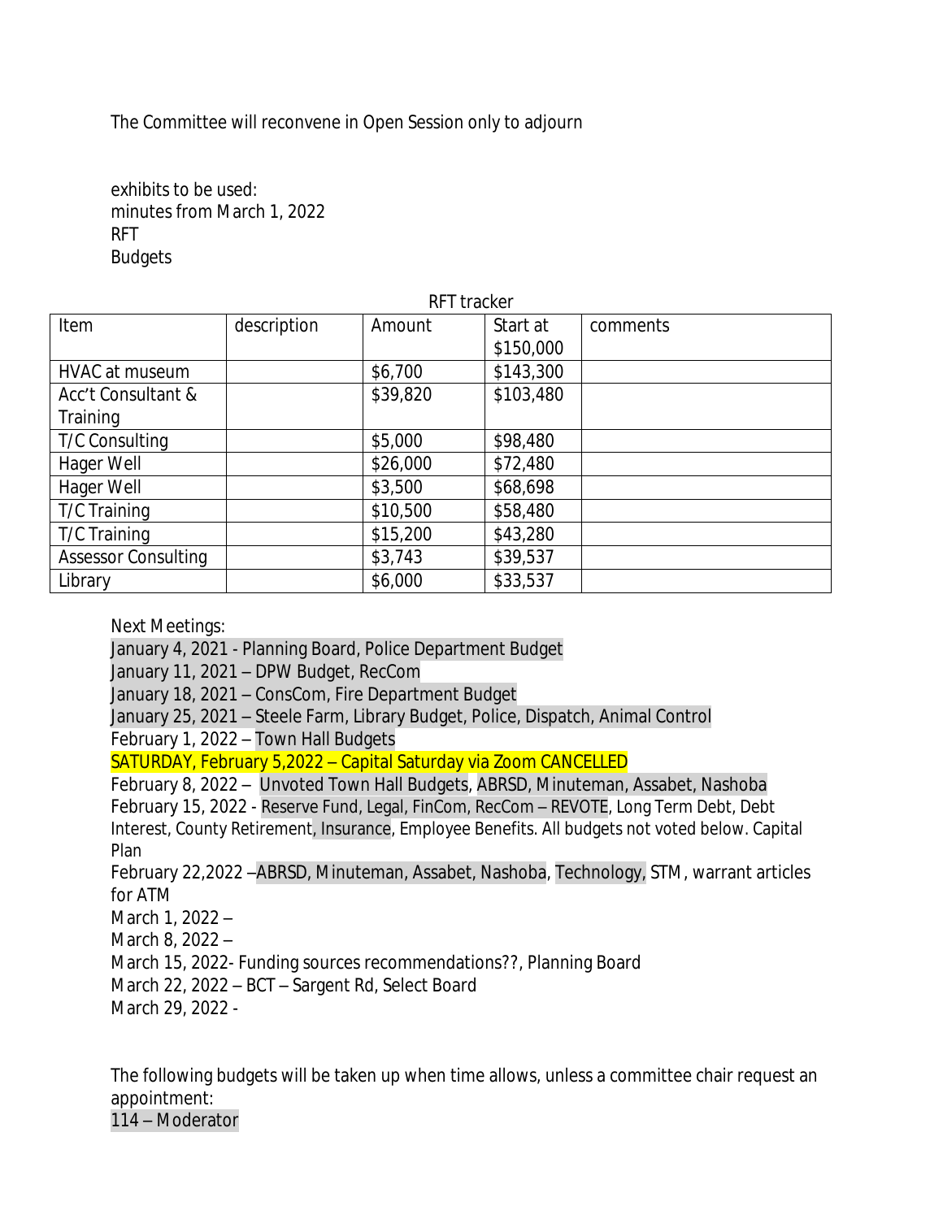The Committee will reconvene in Open Session only to adjourn

exhibits to be used:
minutes from March 1, 2022
RFT
Budgets

RFT tracker

| Item | description | Amount | Start at $150,000 | comments |
|---|---|---|---|---|
| HVAC at museum | | $6,700 | $143,300 | |
| Acc't Consultant & Training | | $39,820 | $103,480 | |
| T/C Consulting | | $5,000 | $98,480 | |
| Hager Well | | $26,000 | $72,480 | |
| Hager Well | | $3,500 | $68,698 | |
| T/C Training | | $10,500 | $58,480 | |
| T/C Training | | $15,200 | $43,280 | |
| Assessor Consulting | | $3,743 | $39,537 | |
| Library | | $6,000 | $33,537 | |

Next Meetings:
January 4, 2021 - Planning Board, Police Department Budget
January 11, 2021 – DPW Budget, RecCom
January 18, 2021 – ConsCom, Fire Department Budget
January 25, 2021 – Steele Farm, Library Budget, Police, Dispatch, Animal Control
February 1, 2022 – Town Hall Budgets
SATURDAY, February 5,2022 – Capital Saturday via Zoom CANCELLED
February 8, 2022 – Unvoted Town Hall Budgets, ABRSD, Minuteman, Assabet, Nashoba
February 15, 2022 - Reserve Fund, Legal, FinCom, RecCom – REVOTE, Long Term Debt, Debt Interest, County Retirement, Insurance, Employee Benefits. All budgets not voted below. Capital Plan
February 22,2022 –ABRSD, Minuteman, Assabet, Nashoba, Technology, STM, warrant articles for ATM
March 1, 2022 –
March 8, 2022 –
March 15, 2022- Funding sources recommendations??, Planning Board
March 22, 2022 – BCT – Sargent Rd, Select Board
March 29, 2022 -

The following budgets will be taken up when time allows, unless a committee chair request an appointment:
114 – Moderator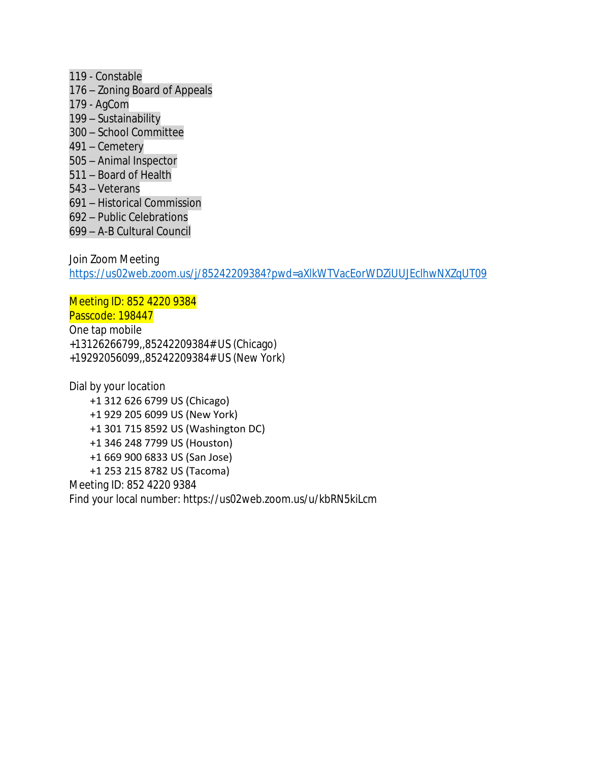119 - Constable
176 – Zoning Board of Appeals
179 - AgCom
199 – Sustainability
300 – School Committee
491 – Cemetery
505 – Animal Inspector
511 – Board of Health
543 – Veterans
691 – Historical Commission
692 – Public Celebrations
699 – A-B Cultural Council

Join Zoom Meeting
https://us02web.zoom.us/j/85242209384?pwd=aXlkWTVacEorWDZiUUJEclhwNXZqUT09

Meeting ID: 852 4220 9384
Passcode: 198447
One tap mobile
+13126266799,,85242209384# US (Chicago)
+19292056099,,85242209384# US (New York)

Dial by your location
+1 312 626 6799 US (Chicago)
+1 929 205 6099 US (New York)
+1 301 715 8592 US (Washington DC)
+1 346 248 7799 US (Houston)
+1 669 900 6833 US (San Jose)
+1 253 215 8782 US (Tacoma)
Meeting ID: 852 4220 9384
Find your local number: https://us02web.zoom.us/u/kbRN5kiLcm